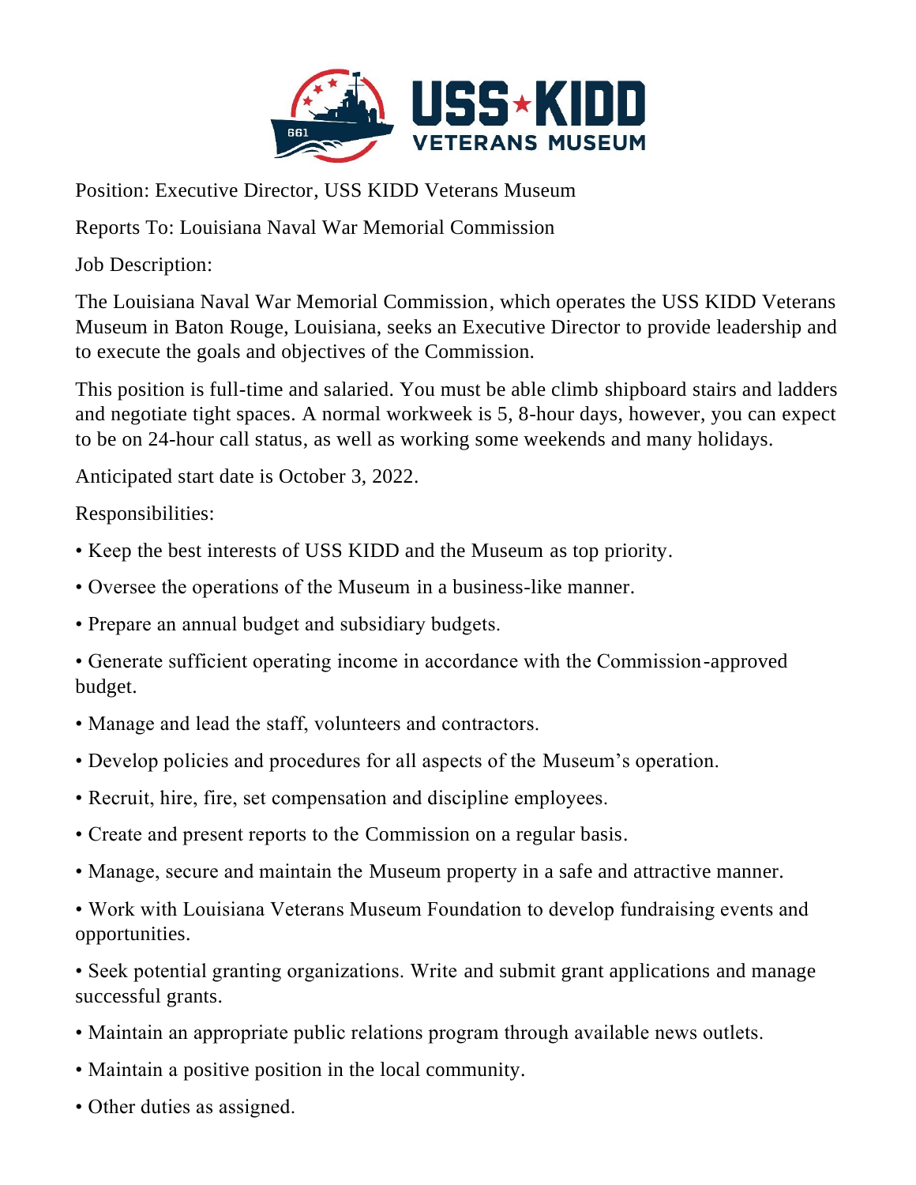USS ★ KIDD
VETERANS MUSEUM

Position: Executive Director, USS KIDD Veterans Museum

Reports To: Louisiana Naval War Memorial Commission

Job Description:

The Louisiana Naval War Memorial Commission, which operates the USS KIDD Veterans Museum in Baton Rouge, Louisiana, seeks an Executive Director to provide leadership and to execute the goals and objectives of the Commission.

This position is full-time and salaried. You must be able climb shipboard stairs and ladders and negotiate tight spaces. A normal workweek is 5, 8-hour days, however, you can expect to be on 24-hour call status, as well as working some weekends and many holidays.

Anticipated start date is October 3, 2022.

Responsibilities:

- Keep the best interests of USS KIDD and the Museum as top priority.
- Oversee the operations of the Museum in a business-like manner.
- Prepare an annual budget and subsidiary budgets.
- Generate sufficient operating income in accordance with the Commission-approved budget.
- Manage and lead the staff, volunteers and contractors.
- Develop policies and procedures for all aspects of the Museum's operation.
- Recruit, hire, fire, set compensation and discipline employees.
- Create and present reports to the Commission on a regular basis.
- Manage, secure and maintain the Museum property in a safe and attractive manner.
- Work with Louisiana Veterans Museum Foundation to develop fundraising events and opportunities.
- Seek potential granting organizations. Write and submit grant applications and manage successful grants.
- Maintain an appropriate public relations program through available news outlets.
- Maintain a positive position in the local community.
- Other duties as assigned.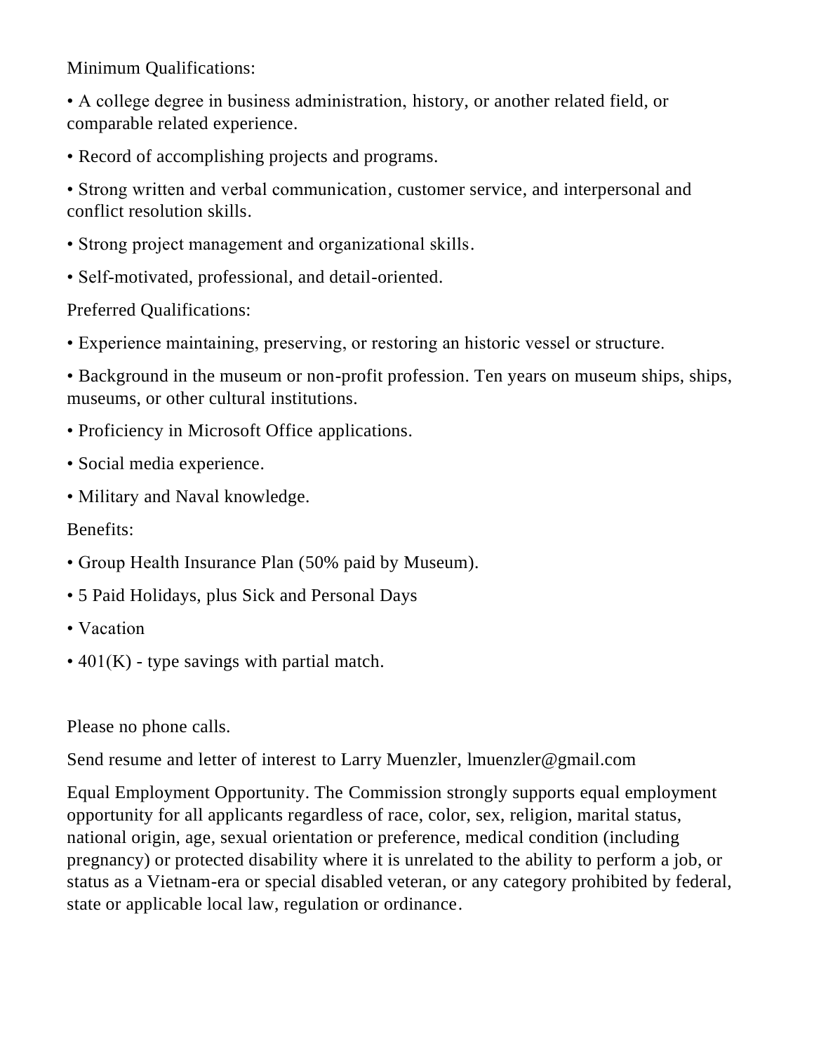Minimum Qualifications:

- A college degree in business administration, history, or another related field, or comparable related experience.
- Record of accomplishing projects and programs.
- Strong written and verbal communication, customer service, and interpersonal and conflict resolution skills.
- Strong project management and organizational skills.
- Self-motivated, professional, and detail-oriented.

Preferred Qualifications:

- Experience maintaining, preserving, or restoring an historic vessel or structure.
- Background in the museum or non-profit profession. Ten years on museum ships, ships, museums, or other cultural institutions.
- Proficiency in Microsoft Office applications.
- Social media experience.
- Military and Naval knowledge.

Benefits:

- Group Health Insurance Plan (50% paid by Museum).
- 5 Paid Holidays, plus Sick and Personal Days
- Vacation
- 401(K) - type savings with partial match.

Please no phone calls.

Send resume and letter of interest to Larry Muenzler, lmuenzler@gmail.com

Equal Employment Opportunity. The Commission strongly supports equal employment opportunity for all applicants regardless of race, color, sex, religion, marital status, national origin, age, sexual orientation or preference, medical condition (including pregnancy) or protected disability where it is unrelated to the ability to perform a job, or status as a Vietnam-era or special disabled veteran, or any category prohibited by federal, state or applicable local law, regulation or ordinance.